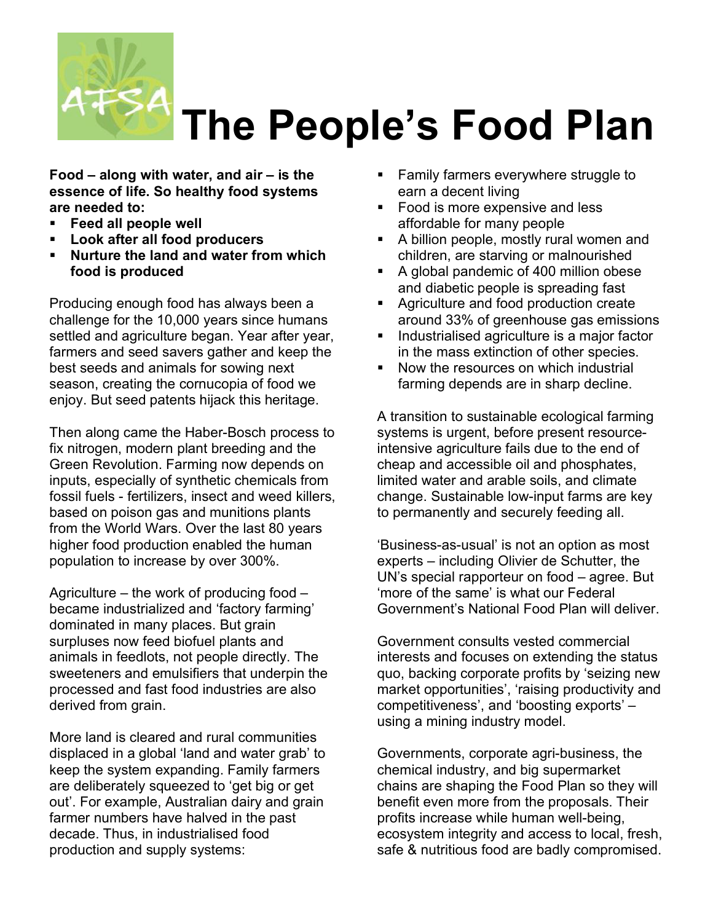# The People's Food Plan

**Food – along with water, and air – is the essence of life. So healthy food systems are needed to:**

- **Feed all people well**
- **Look after all food producers**
- **Nurture the land and water from which food is produced**

Producing enough food has always been a challenge for the 10,000 years since humans settled and agriculture began. Year after year, farmers and seed savers gather and keep the best seeds and animals for sowing next season, creating the cornucopia of food we enjoy. But seed patents hijack this heritage.

Then along came the Haber-Bosch process to fix nitrogen, modern plant breeding and the Green Revolution. Farming now depends on inputs, especially of synthetic chemicals from fossil fuels - fertilizers, insect and weed killers, based on poison gas and munitions plants from the World Wars. Over the last 80 years higher food production enabled the human population to increase by over 300%.

Agriculture – the work of producing food – became industrialized and 'factory farming' dominated in many places. But grain surpluses now feed biofuel plants and animals in feedlots, not people directly. The sweeteners and emulsifiers that underpin the processed and fast food industries are also derived from grain.

More land is cleared and rural communities displaced in a global 'land and water grab' to keep the system expanding. Family farmers are deliberately squeezed to 'get big or get out'. For example, Australian dairy and grain farmer numbers have halved in the past decade. Thus, in industrialised food production and supply systems:

- Family farmers everywhere struggle to earn a decent living
- Food is more expensive and less affordable for many people
- A billion people, mostly rural women and children, are starving or malnourished
- A global pandemic of 400 million obese and diabetic people is spreading fast
- Agriculture and food production create around 33% of greenhouse gas emissions
- Industrialised agriculture is a major factor in the mass extinction of other species.
- Now the resources on which industrial farming depends are in sharp decline.

A transition to sustainable ecological farming systems is urgent, before present resource-intensive agriculture fails due to the end of cheap and accessible oil and phosphates, limited water and arable soils, and climate change. Sustainable low-input farms are key to permanently and securely feeding all.

'Business-as-usual' is not an option as most experts – including Olivier de Schutter, the UN's special rapporteur on food – agree. But 'more of the same' is what our Federal Government's National Food Plan will deliver.

Government consults vested commercial interests and focuses on extending the status quo, backing corporate profits by 'seizing new market opportunities', 'raising productivity and competitiveness', and 'boosting exports' – using a mining industry model.

Governments, corporate agri-business, the chemical industry, and big supermarket chains are shaping the Food Plan so they will benefit even more from the proposals. Their profits increase while human well-being, ecosystem integrity and access to local, fresh, safe & nutritious food are badly compromised.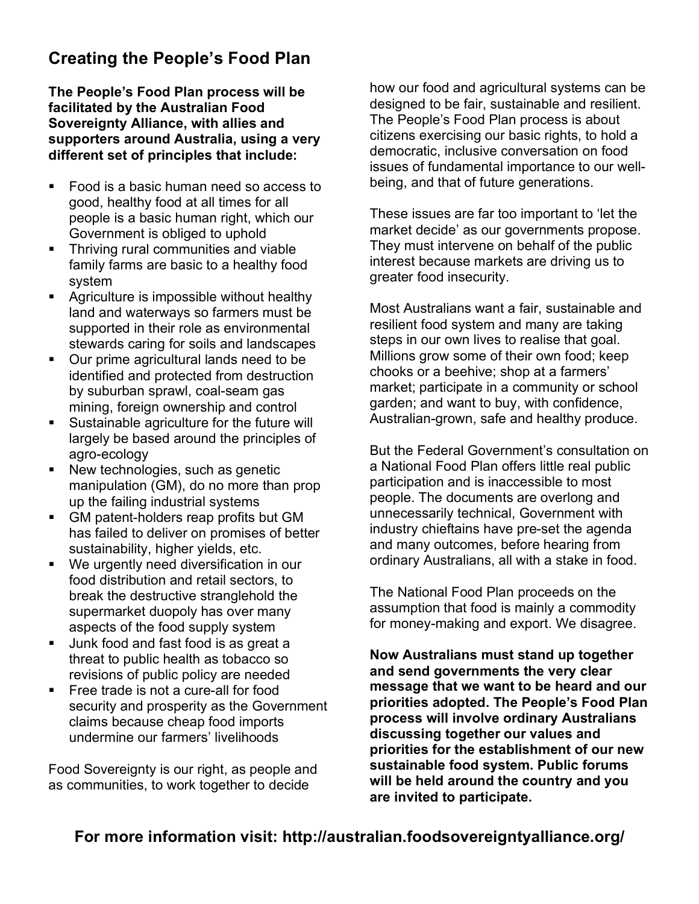## Creating the People's Food Plan

**The People's Food Plan process will be facilitated by the Australian Food Sovereignty Alliance, with allies and supporters around Australia, using a very different set of principles that include:**

- Food is a basic human need so access to good, healthy food at all times for all people is a basic human right, which our Government is obliged to uphold
- Thriving rural communities and viable family farms are basic to a healthy food system
- Agriculture is impossible without healthy land and waterways so farmers must be supported in their role as environmental stewards caring for soils and landscapes
- Our prime agricultural lands need to be identified and protected from destruction by suburban sprawl, coal-seam gas mining, foreign ownership and control
- Sustainable agriculture for the future will largely be based around the principles of agro-ecology
- New technologies, such as genetic manipulation (GM), do no more than prop up the failing industrial systems
- GM patent-holders reap profits but GM has failed to deliver on promises of better sustainability, higher yields, etc.
- We urgently need diversification in our food distribution and retail sectors, to break the destructive stranglehold the supermarket duopoly has over many aspects of the food supply system
- Junk food and fast food is as great a threat to public health as tobacco so revisions of public policy are needed
- Free trade is not a cure-all for food security and prosperity as the Government claims because cheap food imports undermine our farmers' livelihoods

Food Sovereignty is our right, as people and as communities, to work together to decide how our food and agricultural systems can be designed to be fair, sustainable and resilient. The People's Food Plan process is about citizens exercising our basic rights, to hold a democratic, inclusive conversation on food issues of fundamental importance to our well-being, and that of future generations.

These issues are far too important to 'let the market decide' as our governments propose. They must intervene on behalf of the public interest because markets are driving us to greater food insecurity.

Most Australians want a fair, sustainable and resilient food system and many are taking steps in our own lives to realise that goal. Millions grow some of their own food; keep chooks or a beehive; shop at a farmers' market; participate in a community or school garden; and want to buy, with confidence, Australian-grown, safe and healthy produce.

But the Federal Government's consultation on a National Food Plan offers little real public participation and is inaccessible to most people. The documents are overlong and unnecessarily technical, Government with industry chieftains have pre-set the agenda and many outcomes, before hearing from ordinary Australians, all with a stake in food.

The National Food Plan proceeds on the assumption that food is mainly a commodity for money-making and export. We disagree.

**Now Australians must stand up together and send governments the very clear message that we want to be heard and our priorities adopted. The People's Food Plan process will involve ordinary Australians discussing together our values and priorities for the establishment of our new sustainable food system. Public forums will be held around the country and you are invited to participate.**

**For more information visit: http://australian.foodsovereigntyalliance.org/**